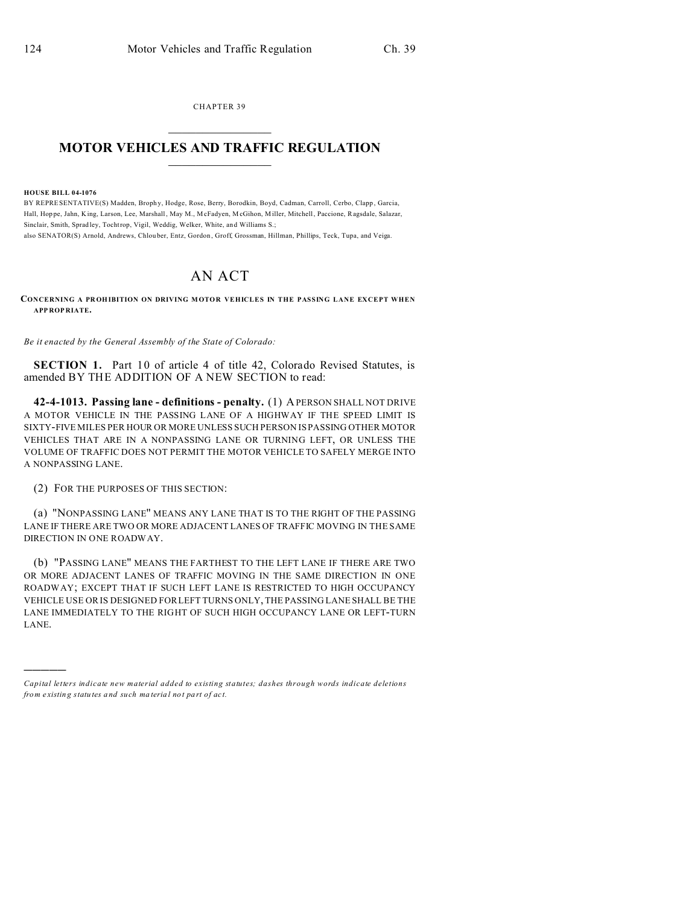CHAPTER 39

# MOTOR VEHICLES AND TRAFFIC REGULATION

**HOUSE BILL 04-1076**

BY REPRESENTATIVE(S) Madden, Brophy, Hodge, Rose, Berry, Borodkin, Boyd, Cadman, Carroll, Cerbo, Clapp, Garcia, Hall, Hoppe, Jahn, King, Larson, Lee, Marshall, May M., McFadyen, McGihon, Miller, Mitchell, Paccione, Ragsdale, Salazar, Sinclair, Smith, Spradley, Tochtrop, Vigil, Weddig, Welker, White, and Williams S.;
also SENATOR(S) Arnold, Andrews, Chlouber, Entz, Gordon, Groff, Grossman, Hillman, Phillips, Teck, Tupa, and Veiga.

# AN ACT

**CONCERNING A PROHIBITION ON DRIVING MOTOR VEHICLES IN THE PASSING LANE EXCEPT WHEN APPROPRIATE.**

*Be it enacted by the General Assembly of the State of Colorado:*

**SECTION 1.** Part 10 of article 4 of title 42, Colorado Revised Statutes, is amended BY THE ADDITION OF A NEW SECTION to read:

**42-4-1013. Passing lane - definitions - penalty.** (1) A PERSON SHALL NOT DRIVE A MOTOR VEHICLE IN THE PASSING LANE OF A HIGHWAY IF THE SPEED LIMIT IS SIXTY-FIVE MILES PER HOUR OR MORE UNLESS SUCH PERSON IS PASSING OTHER MOTOR VEHICLES THAT ARE IN A NONPASSING LANE OR TURNING LEFT, OR UNLESS THE VOLUME OF TRAFFIC DOES NOT PERMIT THE MOTOR VEHICLE TO SAFELY MERGE INTO A NONPASSING LANE.

(2) FOR THE PURPOSES OF THIS SECTION:

(a) "NONPASSING LANE" MEANS ANY LANE THAT IS TO THE RIGHT OF THE PASSING LANE IF THERE ARE TWO OR MORE ADJACENT LANES OF TRAFFIC MOVING IN THE SAME DIRECTION IN ONE ROADWAY.

(b) "PASSING LANE" MEANS THE FARTHEST TO THE LEFT LANE IF THERE ARE TWO OR MORE ADJACENT LANES OF TRAFFIC MOVING IN THE SAME DIRECTION IN ONE ROADWAY; EXCEPT THAT IF SUCH LEFT LANE IS RESTRICTED TO HIGH OCCUPANCY VEHICLE USE OR IS DESIGNED FOR LEFT TURNS ONLY, THE PASSING LANE SHALL BE THE LANE IMMEDIATELY TO THE RIGHT OF SUCH HIGH OCCUPANCY LANE OR LEFT-TURN LANE.

---

*Capital letters indicate new material added to existing statutes; dashes through words indicate deletions from existing statutes and such material not part of act.*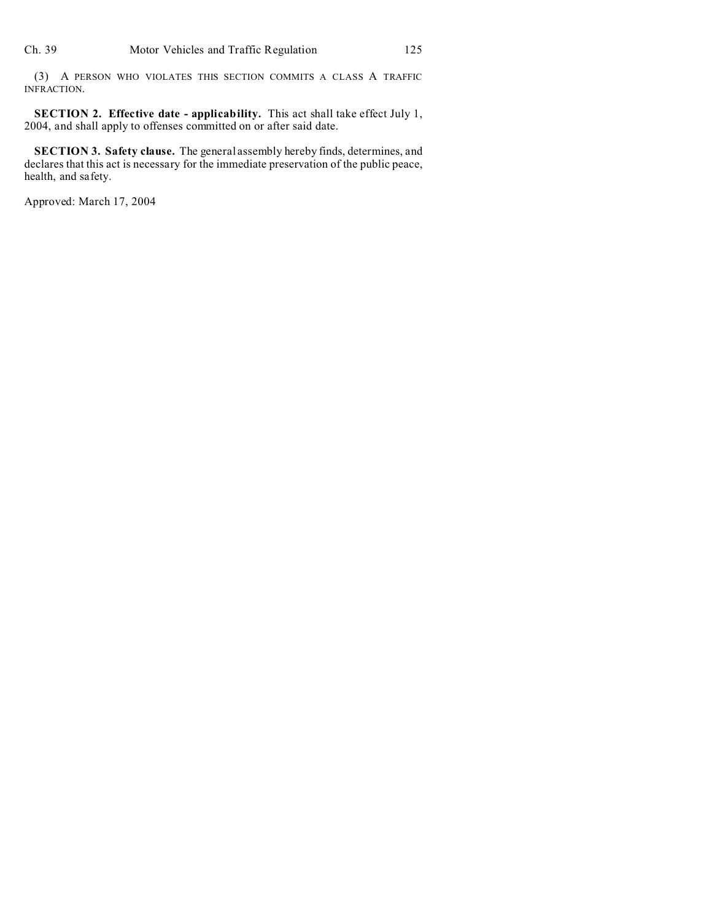(3) A PERSON WHO VIOLATES THIS SECTION COMMITS A CLASS A TRAFFIC INFRACTION.

**SECTION 2. Effective date - applicability.** This act shall take effect July 1, 2004, and shall apply to offenses committed on or after said date.

**SECTION 3. Safety clause.** The general assembly hereby finds, determines, and declares that this act is necessary for the immediate preservation of the public peace, health, and safety.

Approved: March 17, 2004